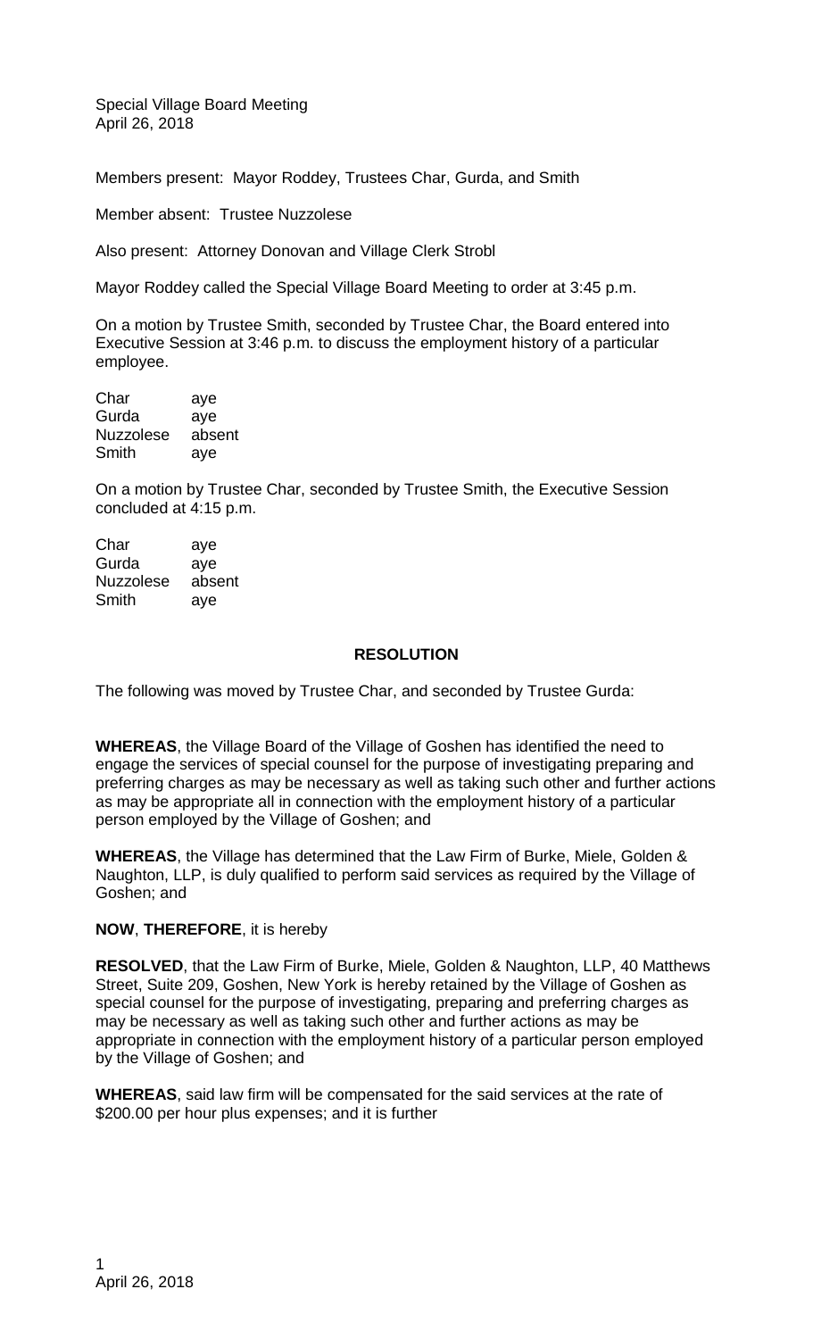Special Village Board Meeting
April 26, 2018

Members present: Mayor Roddey, Trustees Char, Gurda, and Smith

Member absent: Trustee Nuzzolese

Also present: Attorney Donovan and Village Clerk Strobl

Mayor Roddey called the Special Village Board Meeting to order at 3:45 p.m.

On a motion by Trustee Smith, seconded by Trustee Char, the Board entered into Executive Session at 3:46 p.m. to discuss the employment history of a particular employee.

| | |
|---|---|
| Char | aye |
| Gurda | aye |
| Nuzzolese | absent |
| Smith | aye |

On a motion by Trustee Char, seconded by Trustee Smith, the Executive Session concluded at 4:15 p.m.

| | |
|---|---|
| Char | aye |
| Gurda | aye |
| Nuzzolese | absent |
| Smith | aye |

## RESOLUTION

The following was moved by Trustee Char, and seconded by Trustee Gurda:

**WHEREAS**, the Village Board of the Village of Goshen has identified the need to engage the services of special counsel for the purpose of investigating preparing and preferring charges as may be necessary as well as taking such other and further actions as may be appropriate all in connection with the employment history of a particular person employed by the Village of Goshen; and

**WHEREAS**, the Village has determined that the Law Firm of Burke, Miele, Golden & Naughton, LLP, is duly qualified to perform said services as required by the Village of Goshen; and

**NOW**, **THEREFORE**, it is hereby

**RESOLVED**, that the Law Firm of Burke, Miele, Golden & Naughton, LLP, 40 Matthews Street, Suite 209, Goshen, New York is hereby retained by the Village of Goshen as special counsel for the purpose of investigating, preparing and preferring charges as may be necessary as well as taking such other and further actions as may be appropriate in connection with the employment history of a particular person employed by the Village of Goshen; and

**WHEREAS**, said law firm will be compensated for the said services at the rate of $200.00 per hour plus expenses; and it is further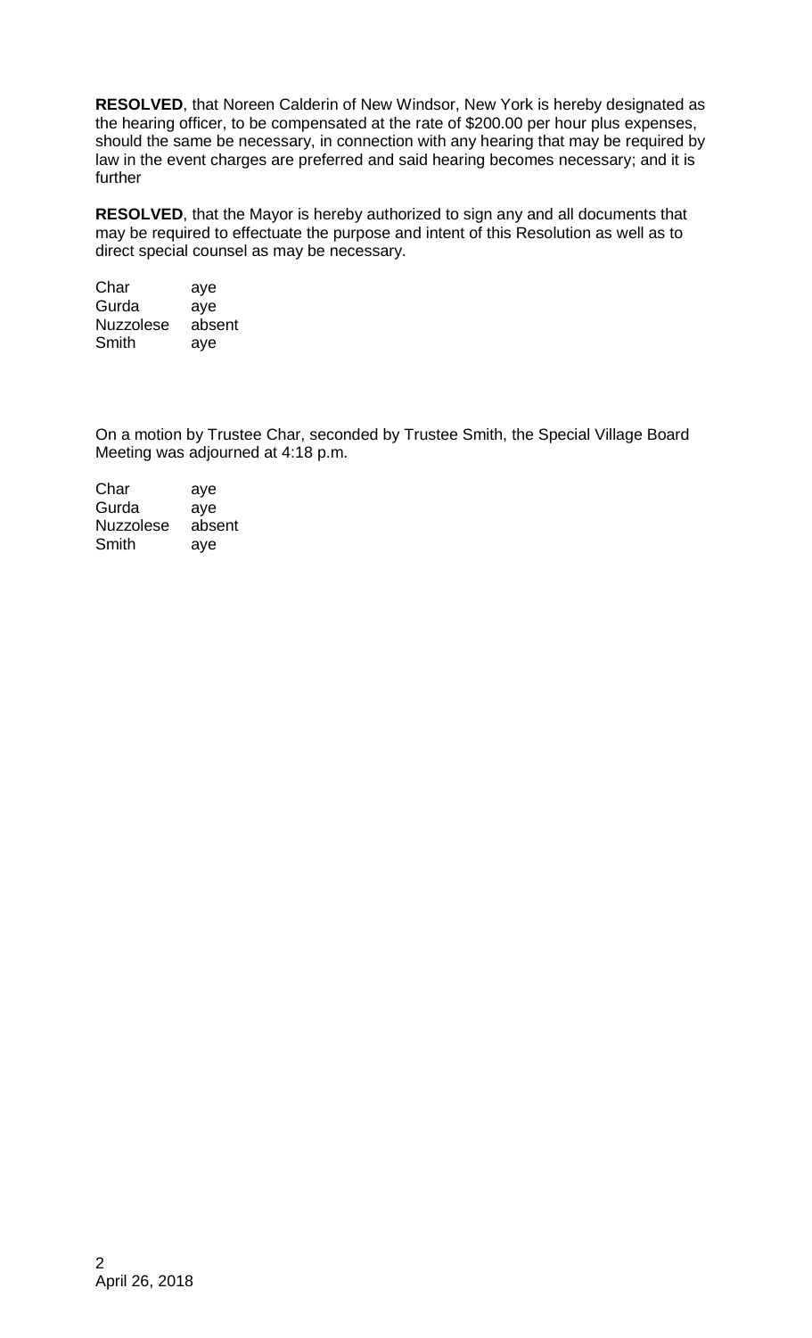**RESOLVED**, that Noreen Calderin of New Windsor, New York is hereby designated as the hearing officer, to be compensated at the rate of $200.00 per hour plus expenses, should the same be necessary, in connection with any hearing that may be required by law in the event charges are preferred and said hearing becomes necessary; and it is further

**RESOLVED**, that the Mayor is hereby authorized to sign any and all documents that may be required to effectuate the purpose and intent of this Resolution as well as to direct special counsel as may be necessary.

| | |
|---|---|
| Char | aye |
| Gurda | aye |
| Nuzzolese | absent |
| Smith | aye |

On a motion by Trustee Char, seconded by Trustee Smith, the Special Village Board Meeting was adjourned at 4:18 p.m.

| | |
|---|---|
| Char | aye |
| Gurda | aye |
| Nuzzolese | absent |
| Smith | aye |